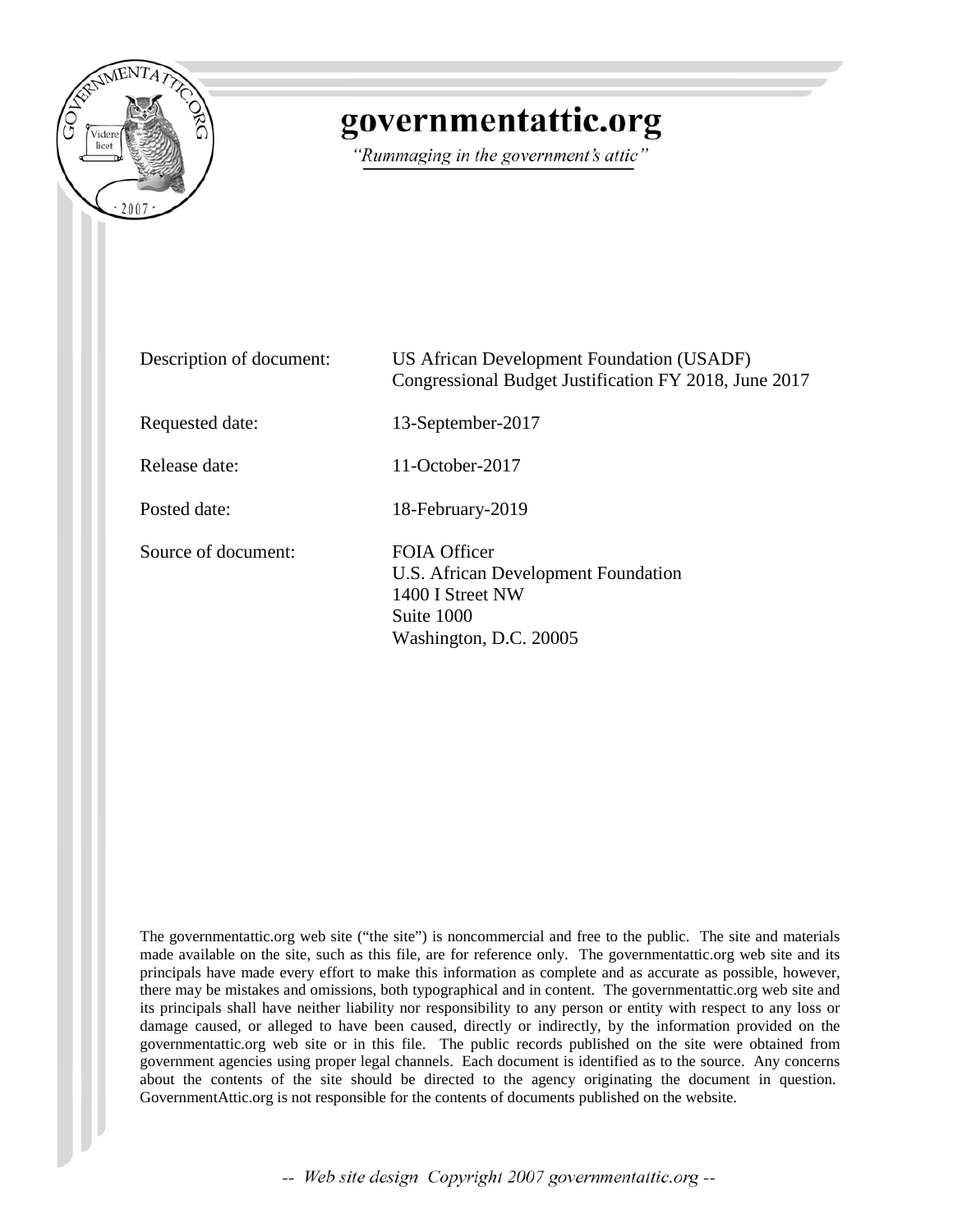# governmentattic.org

*"Rummaging in the government's attic"*

| | |
|---|---|
| Description of document: | US African Development Foundation (USADF) Congressional Budget Justification FY 2018, June 2017 |
| Requested date: | 13-September-2017 |
| Release date: | 11-October-2017 |
| Posted date: | 18-February-2019 |
| Source of document: | FOIA Officer<br>U.S. African Development Foundation<br>1400 I Street NW<br>Suite 1000<br>Washington, D.C. 20005 |

The governmentattic.org web site ("the site") is noncommercial and free to the public. The site and materials made available on the site, such as this file, are for reference only. The governmentattic.org web site and its principals have made every effort to make this information as complete and as accurate as possible, however, there may be mistakes and omissions, both typographical and in content. The governmentattic.org web site and its principals shall have neither liability nor responsibility to any person or entity with respect to any loss or damage caused, or alleged to have been caused, directly or indirectly, by the information provided on the governmentattic.org web site or in this file. The public records published on the site were obtained from government agencies using proper legal channels. Each document is identified as to the source. Any concerns about the contents of the site should be directed to the agency originating the document in question. GovernmentAttic.org is not responsible for the contents of documents published on the website.

*-- Web site design Copyright 2007 governmentattic.org --*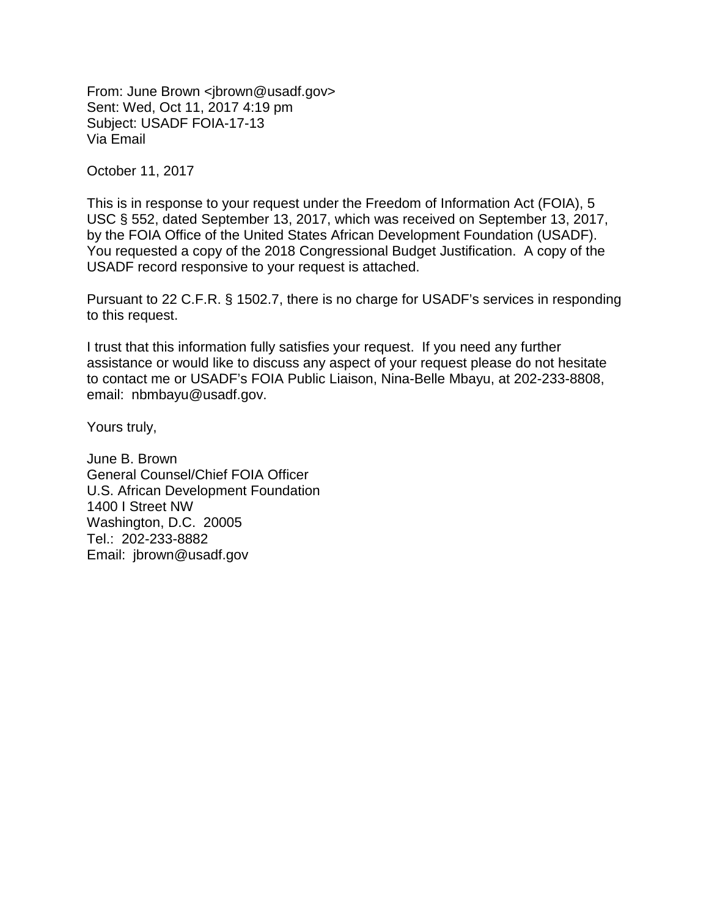From: June Brown <jbrown@usadf.gov>
Sent: Wed, Oct 11, 2017 4:19 pm
Subject: USADF FOIA-17-13
Via Email

October 11, 2017

This is in response to your request under the Freedom of Information Act (FOIA), 5 USC § 552, dated September 13, 2017, which was received on September 13, 2017, by the FOIA Office of the United States African Development Foundation (USADF). You requested a copy of the 2018 Congressional Budget Justification. A copy of the USADF record responsive to your request is attached.

Pursuant to 22 C.F.R. § 1502.7, there is no charge for USADF's services in responding to this request.

I trust that this information fully satisfies your request. If you need any further assistance or would like to discuss any aspect of your request please do not hesitate to contact me or USADF's FOIA Public Liaison, Nina-Belle Mbayu, at 202-233-8808, email: nbmbayu@usadf.gov.

Yours truly,

June B. Brown
General Counsel/Chief FOIA Officer
U.S. African Development Foundation
1400 I Street NW
Washington, D.C. 20005
Tel.: 202-233-8882
Email: jbrown@usadf.gov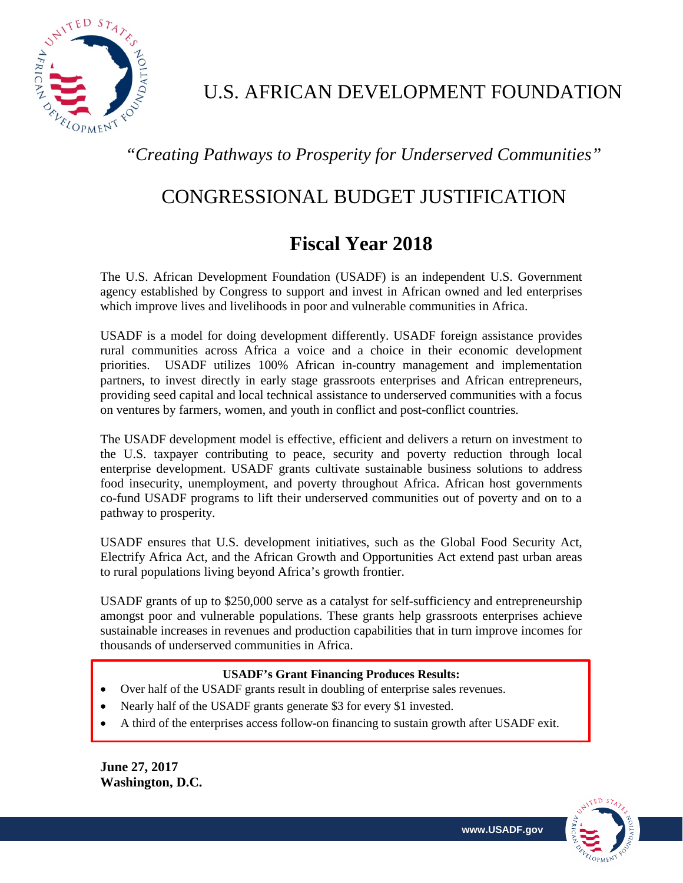# U.S. AFRICAN DEVELOPMENT FOUNDATION

*"Creating Pathways to Prosperity for Underserved Communities"*

## CONGRESSIONAL BUDGET JUSTIFICATION

## Fiscal Year 2018

The U.S. African Development Foundation (USADF) is an independent U.S. Government agency established by Congress to support and invest in African owned and led enterprises which improve lives and livelihoods in poor and vulnerable communities in Africa.

USADF is a model for doing development differently. USADF foreign assistance provides rural communities across Africa a voice and a choice in their economic development priorities. USADF utilizes 100% African in-country management and implementation partners, to invest directly in early stage grassroots enterprises and African entrepreneurs, providing seed capital and local technical assistance to underserved communities with a focus on ventures by farmers, women, and youth in conflict and post-conflict countries.

The USADF development model is effective, efficient and delivers a return on investment to the U.S. taxpayer contributing to peace, security and poverty reduction through local enterprise development. USADF grants cultivate sustainable business solutions to address food insecurity, unemployment, and poverty throughout Africa. African host governments co-fund USADF programs to lift their underserved communities out of poverty and on to a pathway to prosperity.

USADF ensures that U.S. development initiatives, such as the Global Food Security Act, Electrify Africa Act, and the African Growth and Opportunities Act extend past urban areas to rural populations living beyond Africa's growth frontier.

USADF grants of up to $250,000 serve as a catalyst for self-sufficiency and entrepreneurship amongst poor and vulnerable populations. These grants help grassroots enterprises achieve sustainable increases in revenues and production capabilities that in turn improve incomes for thousands of underserved communities in Africa.

**USADF's Grant Financing Produces Results:**

- Over half of the USADF grants result in doubling of enterprise sales revenues.
- Nearly half of the USADF grants generate $3 for every $1 invested.
- A third of the enterprises access follow-on financing to sustain growth after USADF exit.

**June 27, 2017**
**Washington, D.C.**

www.USADF.gov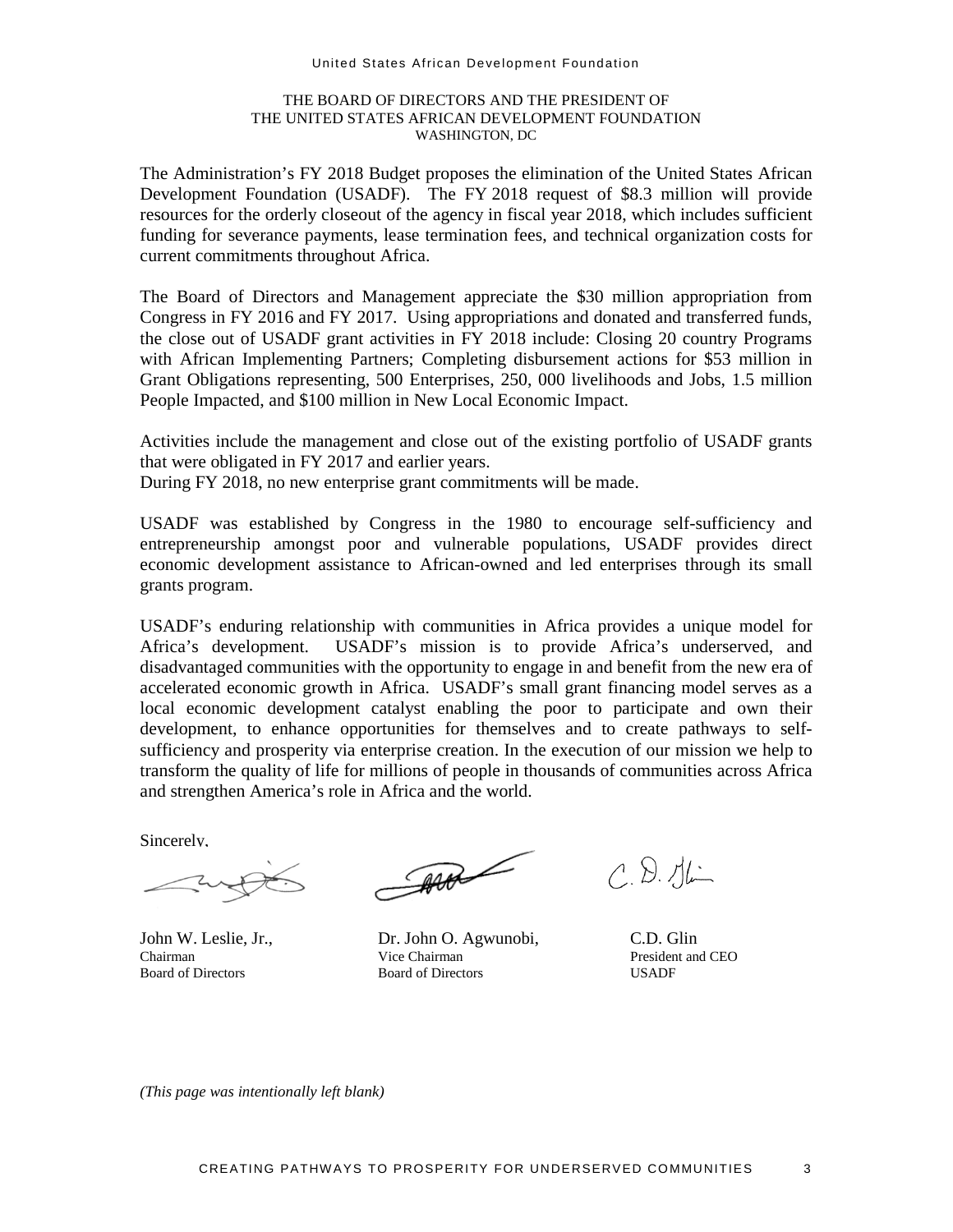THE BOARD OF DIRECTORS AND THE PRESIDENT OF
THE UNITED STATES AFRICAN DEVELOPMENT FOUNDATION
WASHINGTON, DC

The Administration's FY 2018 Budget proposes the elimination of the United States African Development Foundation (USADF). The FY 2018 request of $8.3 million will provide resources for the orderly closeout of the agency in fiscal year 2018, which includes sufficient funding for severance payments, lease termination fees, and technical organization costs for current commitments throughout Africa.

The Board of Directors and Management appreciate the $30 million appropriation from Congress in FY 2016 and FY 2017. Using appropriations and donated and transferred funds, the close out of USADF grant activities in FY 2018 include: Closing 20 country Programs with African Implementing Partners; Completing disbursement actions for $53 million in Grant Obligations representing, 500 Enterprises, 250, 000 livelihoods and Jobs, 1.5 million People Impacted, and $100 million in New Local Economic Impact.

Activities include the management and close out of the existing portfolio of USADF grants that were obligated in FY 2017 and earlier years.
During FY 2018, no new enterprise grant commitments will be made.

USADF was established by Congress in the 1980 to encourage self-sufficiency and entrepreneurship amongst poor and vulnerable populations, USADF provides direct economic development assistance to African-owned and led enterprises through its small grants program.

USADF's enduring relationship with communities in Africa provides a unique model for Africa's development. USADF's mission is to provide Africa's underserved, and disadvantaged communities with the opportunity to engage in and benefit from the new era of accelerated economic growth in Africa. USADF's small grant financing model serves as a local economic development catalyst enabling the poor to participate and own their development, to enhance opportunities for themselves and to create pathways to self-sufficiency and prosperity via enterprise creation. In the execution of our mission we help to transform the quality of life for millions of people in thousands of communities across Africa and strengthen America's role in Africa and the world.

Sincerely,

| John W. Leslie, Jr.,<br>Chairman<br>Board of Directors | Dr. John O. Agwunobi,<br>Vice Chairman<br>Board of Directors | C.D. Glin<br>President and CEO<br>USADF |
|---|---|---|

*(This page was intentionally left blank)*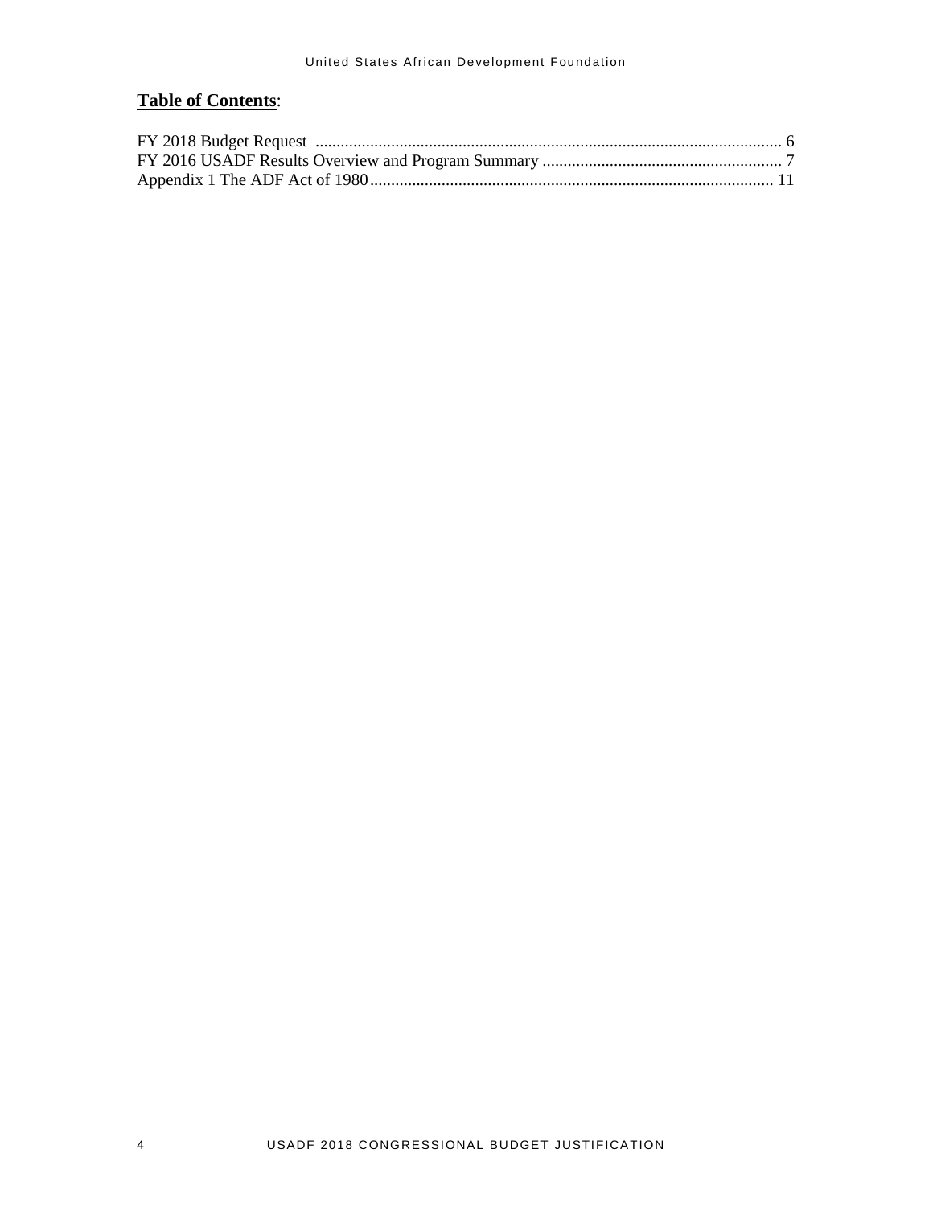**Table of Contents**:

FY 2018 Budget Request .......... 6
FY 2016 USADF Results Overview and Program Summary .......... 7
Appendix 1 The ADF Act of 1980 .......... 11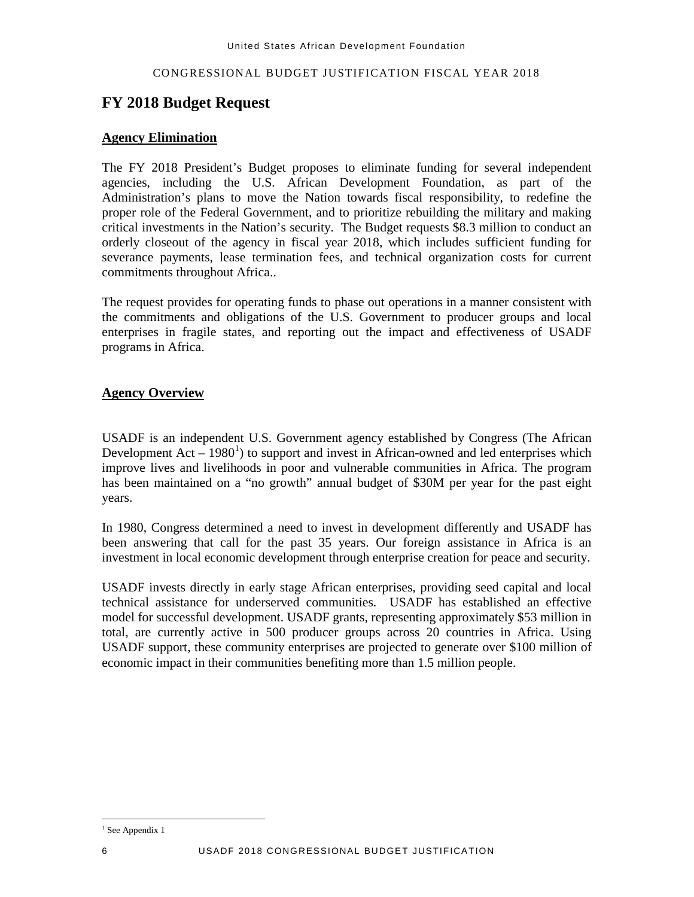## FY 2018 Budget Request

### Agency Elimination

The FY 2018 President's Budget proposes to eliminate funding for several independent agencies, including the U.S. African Development Foundation, as part of the Administration's plans to move the Nation towards fiscal responsibility, to redefine the proper role of the Federal Government, and to prioritize rebuilding the military and making critical investments in the Nation's security. The Budget requests $8.3 million to conduct an orderly closeout of the agency in fiscal year 2018, which includes sufficient funding for severance payments, lease termination fees, and technical organization costs for current commitments throughout Africa..

The request provides for operating funds to phase out operations in a manner consistent with the commitments and obligations of the U.S. Government to producer groups and local enterprises in fragile states, and reporting out the impact and effectiveness of USADF programs in Africa.

### Agency Overview

USADF is an independent U.S. Government agency established by Congress (The African Development Act – 1980[1]) to support and invest in African-owned and led enterprises which improve lives and livelihoods in poor and vulnerable communities in Africa. The program has been maintained on a "no growth" annual budget of $30M per year for the past eight years.

In 1980, Congress determined a need to invest in development differently and USADF has been answering that call for the past 35 years. Our foreign assistance in Africa is an investment in local economic development through enterprise creation for peace and security.

USADF invests directly in early stage African enterprises, providing seed capital and local technical assistance for underserved communities. USADF has established an effective model for successful development. USADF grants, representing approximately $53 million in total, are currently active in 500 producer groups across 20 countries in Africa. Using USADF support, these community enterprises are projected to generate over $100 million of economic impact in their communities benefiting more than 1.5 million people.

---

[1] See Appendix 1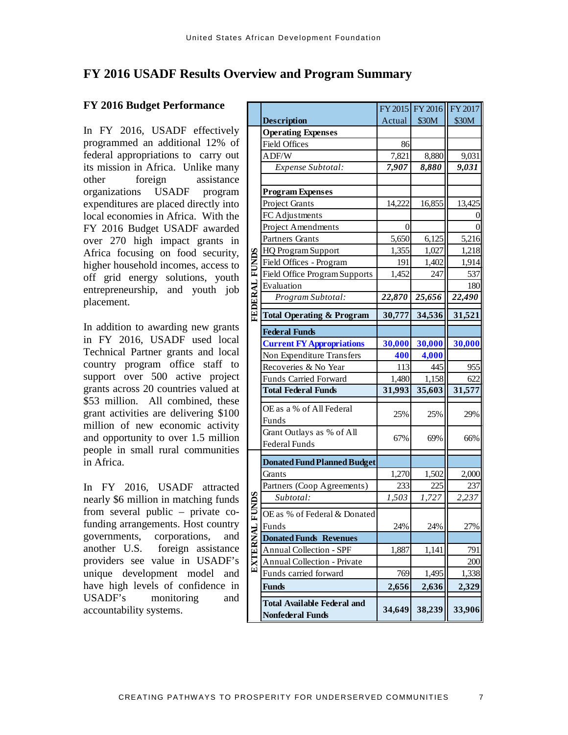## FY 2016 USADF Results Overview and Program Summary

### FY 2016 Budget Performance

In FY 2016, USADF effectively programmed an additional 12% of federal appropriations to carry out its mission in Africa. Unlike many other foreign assistance organizations USADF program expenditures are placed directly into local economies in Africa. With the FY 2016 Budget USADF awarded over 270 high impact grants in Africa focusing on food security, higher household incomes, access to off grid energy solutions, youth entrepreneurship, and youth job placement.

In addition to awarding new grants in FY 2016, USADF used local Technical Partner grants and local country program office staff to support over 500 active project grants across 20 countries valued at $53 million. All combined, these grant activities are delivering $100 million of new economic activity and opportunity to over 1.5 million people in small rural communities in Africa.

In FY 2016, USADF attracted nearly $6 million in matching funds from several public – private co-funding arrangements. Host country governments, corporations, and another U.S. foreign assistance providers see value in USADF's unique development model and have high levels of confidence in USADF's monitoring and accountability systems.

| | Description | FY 2015 Actual | FY 2016 $30M | FY 2017 $30M |
|---|---|---|---|---|
| FEDERAL FUNDS | **Operating Expenses** | | | |
| | Field Offices | 86 | | |
| | ADF/W | 7,821 | 8,880 | 9,031 |
| | *Expense Subtotal:* | ***7,907*** | ***8,880*** | ***9,031*** |
| | **Program Expenses** | | | |
| | Project Grants | 14,222 | 16,855 | 13,425 |
| | FC Adjustments | | | 0 |
| | Project Amendments | 0 | | 0 |
| | Partners Grants | 5,650 | 6,125 | 5,216 |
| | HQ Program Support | 1,355 | 1,027 | 1,218 |
| | Field Offices - Program | 191 | 1,402 | 1,914 |
| | Field Office Program Supports | 1,452 | 247 | 537 |
| | Evaluation | | | 180 |
| | *Program Subtotal:* | ***22,870*** | ***25,656*** | ***22,490*** |
| | **Total Operating & Program** | **30,777** | **34,536** | **31,521** |
| | **Federal Funds** | | | |
| | **Current FY Appropriations** | **30,000** | **30,000** | **30,000** |
| | Non Expenditure Transfers | **400** | **4,000** | |
| | Recoveries & No Year | 113 | 445 | 955 |
| | Funds Carried Forward | 1,480 | 1,158 | 622 |
| | **Total Federal Funds** | **31,993** | **35,603** | **31,577** |
| | OE as a % of All Federal Funds | 25% | 25% | 29% |
| | Grant Outlays as % of All Federal Funds | 67% | 69% | 66% |
| EXTERNAL FUNDS | **Donated Fund Planned Budget** | | | |
| | Grants | 1,270 | 1,502 | 2,000 |
| | Partners (Coop Agreements) | 233 | 225 | 237 |
| | *Subtotal:* | *1,503* | *1,727* | *2,237* |
| | OE as % of Federal & Donated Funds | 24% | 24% | 27% |
| | **Donated Funds Revenues** | | | |
| | Annual Collection - SPF | 1,887 | 1,141 | 791 |
| | Annual Collection - Private | | | 200 |
| | Funds carried forward | 769 | 1,495 | 1,338 |
| | **Funds** | **2,656** | **2,636** | **2,329** |
| | **Total Available Federal and Nonfederal Funds** | **34,649** | **38,239** | **33,906** |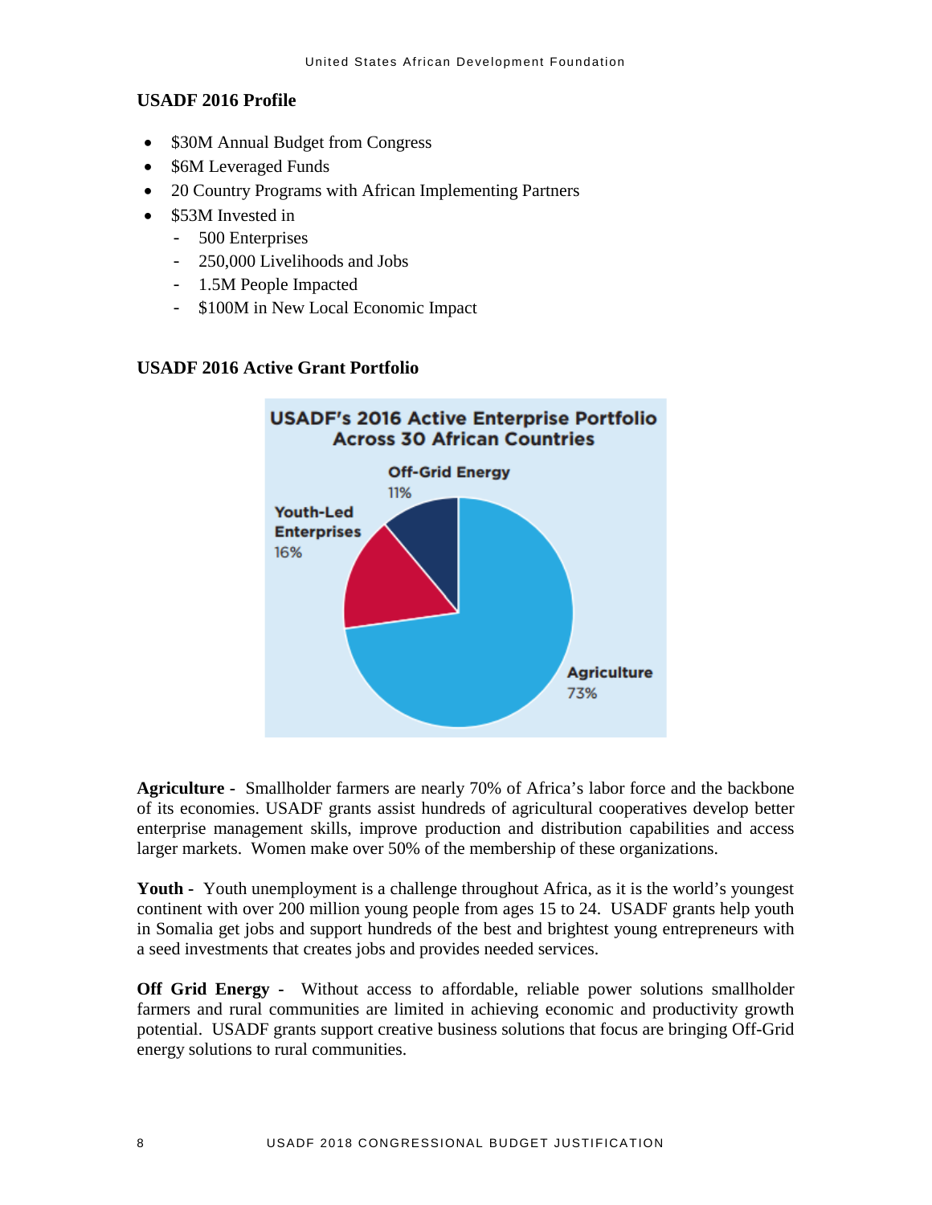## USADF 2016 Profile

- $30M Annual Budget from Congress
- $6M Leveraged Funds
- 20 Country Programs with African Implementing Partners
- $53M Invested in
  - 500 Enterprises
  - 250,000 Livelihoods and Jobs
  - 1.5M People Impacted
  - $100M in New Local Economic Impact

## USADF 2016 Active Grant Portfolio

USADF's 2016 Active Enterprise Portfolio Across 30 African Countries

Off-Grid Energy 11%

Youth-Led Enterprises 16%

Agriculture 73%

**Agriculture -** Smallholder farmers are nearly 70% of Africa's labor force and the backbone of its economies. USADF grants assist hundreds of agricultural cooperatives develop better enterprise management skills, improve production and distribution capabilities and access larger markets. Women make over 50% of the membership of these organizations.

**Youth -** Youth unemployment is a challenge throughout Africa, as it is the world's youngest continent with over 200 million young people from ages 15 to 24. USADF grants help youth in Somalia get jobs and support hundreds of the best and brightest young entrepreneurs with a seed investments that creates jobs and provides needed services.

**Off Grid Energy -** Without access to affordable, reliable power solutions smallholder farmers and rural communities are limited in achieving economic and productivity growth potential. USADF grants support creative business solutions that focus are bringing Off-Grid energy solutions to rural communities.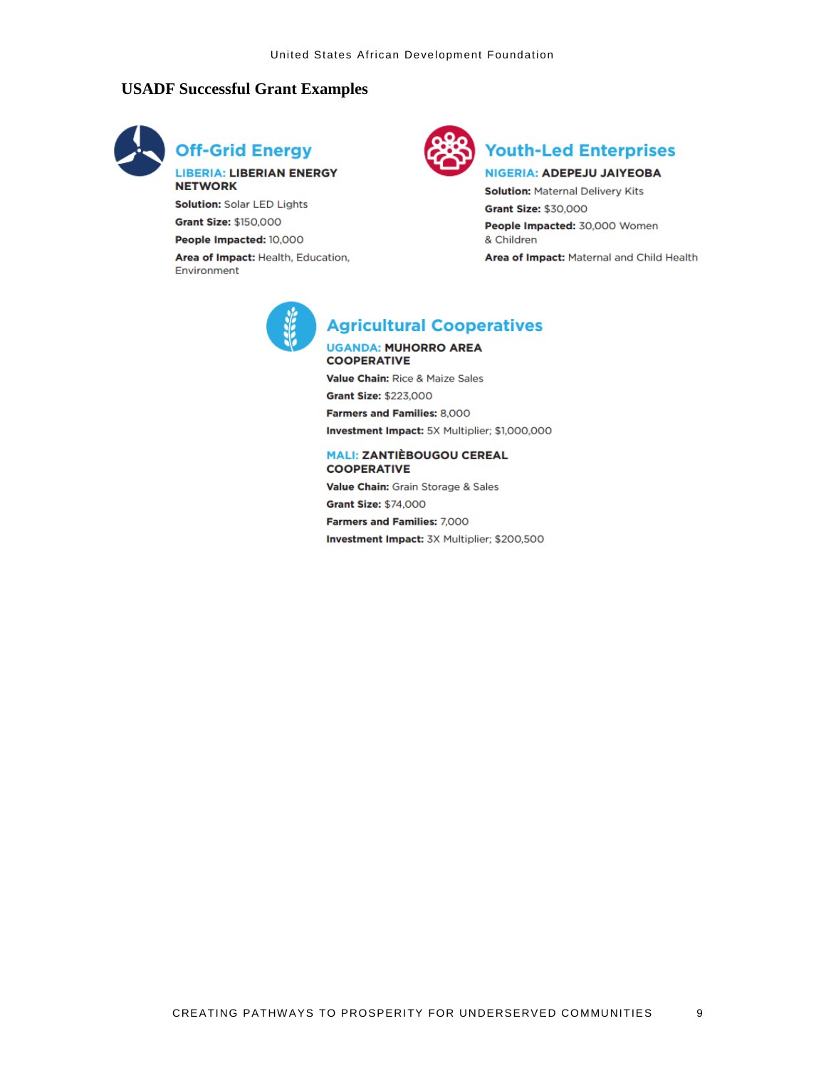## USADF Successful Grant Examples

### Off-Grid Energy

**LIBERIA: LIBERIAN ENERGY NETWORK**

**Solution:** Solar LED Lights

**Grant Size:** $150,000

**People Impacted:** 10,000

**Area of Impact:** Health, Education, Environment

### Youth-Led Enterprises

**NIGERIA: ADEPEJU JAIYEOBA**

**Solution:** Maternal Delivery Kits

**Grant Size:** $30,000

**People Impacted:** 30,000 Women & Children

**Area of Impact:** Maternal and Child Health

### Agricultural Cooperatives

**UGANDA: MUHORRO AREA COOPERATIVE**

**Value Chain:** Rice & Maize Sales

**Grant Size:** $223,000

**Farmers and Families:** 8,000

**Investment Impact:** 5X Multiplier; $1,000,000

**MALI: ZANTIÈBOUGOU CEREAL COOPERATIVE**

**Value Chain:** Grain Storage & Sales

**Grant Size:** $74,000

**Farmers and Families:** 7,000

**Investment Impact:** 3X Multiplier; $200,500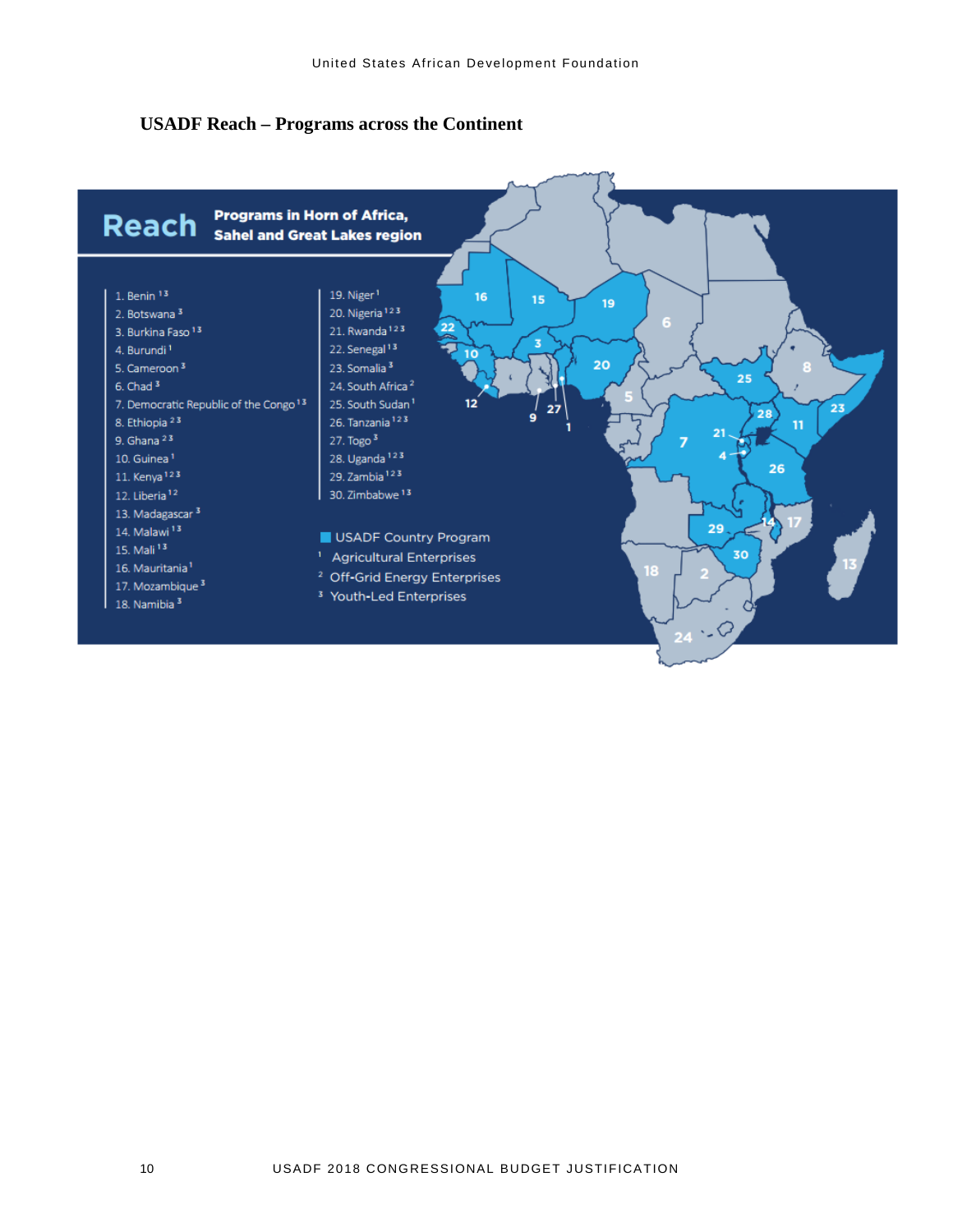## USADF Reach – Programs across the Continent

**Reach** — Programs in Horn of Africa, Sahel and Great Lakes region

1. Benin [1,3]
2. Botswana [3]
3. Burkina Faso [1,3]
4. Burundi [1]
5. Cameroon [3]
6. Chad [3]
7. Democratic Republic of the Congo [1,3]
8. Ethiopia [2,3]
9. Ghana [2,3]
10. Guinea [1]
11. Kenya [1,2,3]
12. Liberia [1,2]
13. Madagascar [3]
14. Malawi [1,3]
15. Mali [1,3]
16. Mauritania [1]
17. Mozambique [3]
18. Namibia [3]
19. Niger [1]
20. Nigeria [1,2,3]
21. Rwanda [1,2,3]
22. Senegal [1,3]
23. Somalia [3]
24. South Africa [2]
25. South Sudan [1]
26. Tanzania [1,2,3]
27. Togo [3]
28. Uganda [1,2,3]
29. Zambia [1,2,3]
30. Zimbabwe [1,3]

USADF Country Program

[1] Agricultural Enterprises
[2] Off-Grid Energy Enterprises
[3] Youth-Led Enterprises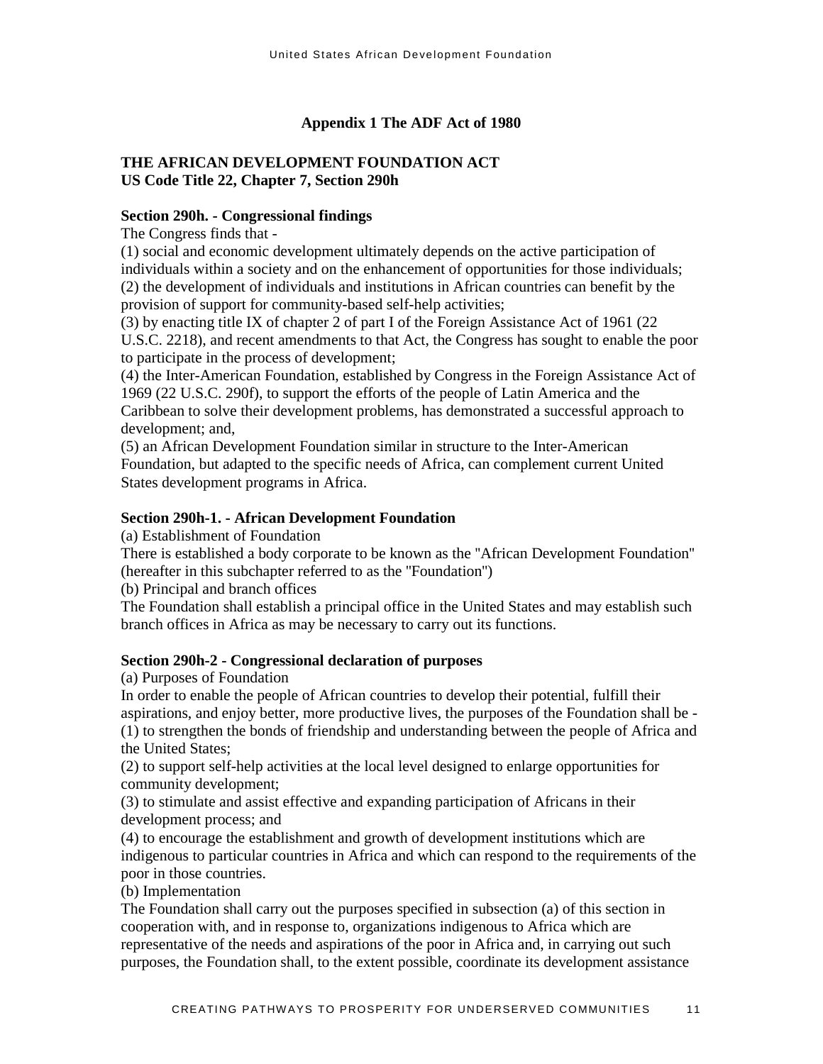## Appendix 1 The ADF Act of 1980

**THE AFRICAN DEVELOPMENT FOUNDATION ACT**
**US Code Title 22, Chapter 7, Section 290h**

**Section 290h. - Congressional findings**

The Congress finds that -

(1) social and economic development ultimately depends on the active participation of individuals within a society and on the enhancement of opportunities for those individuals;

(2) the development of individuals and institutions in African countries can benefit by the provision of support for community-based self-help activities;

(3) by enacting title IX of chapter 2 of part I of the Foreign Assistance Act of 1961 (22 U.S.C. 2218), and recent amendments to that Act, the Congress has sought to enable the poor to participate in the process of development;

(4) the Inter-American Foundation, established by Congress in the Foreign Assistance Act of 1969 (22 U.S.C. 290f), to support the efforts of the people of Latin America and the Caribbean to solve their development problems, has demonstrated a successful approach to development; and,

(5) an African Development Foundation similar in structure to the Inter-American Foundation, but adapted to the specific needs of Africa, can complement current United States development programs in Africa.

**Section 290h-1. - African Development Foundation**

(a) Establishment of Foundation

There is established a body corporate to be known as the "African Development Foundation" (hereafter in this subchapter referred to as the "Foundation")

(b) Principal and branch offices

The Foundation shall establish a principal office in the United States and may establish such branch offices in Africa as may be necessary to carry out its functions.

**Section 290h-2 - Congressional declaration of purposes**

(a) Purposes of Foundation

In order to enable the people of African countries to develop their potential, fulfill their aspirations, and enjoy better, more productive lives, the purposes of the Foundation shall be -

(1) to strengthen the bonds of friendship and understanding between the people of Africa and the United States;

(2) to support self-help activities at the local level designed to enlarge opportunities for community development;

(3) to stimulate and assist effective and expanding participation of Africans in their development process; and

(4) to encourage the establishment and growth of development institutions which are indigenous to particular countries in Africa and which can respond to the requirements of the poor in those countries.

(b) Implementation

The Foundation shall carry out the purposes specified in subsection (a) of this section in cooperation with, and in response to, organizations indigenous to Africa which are representative of the needs and aspirations of the poor in Africa and, in carrying out such purposes, the Foundation shall, to the extent possible, coordinate its development assistance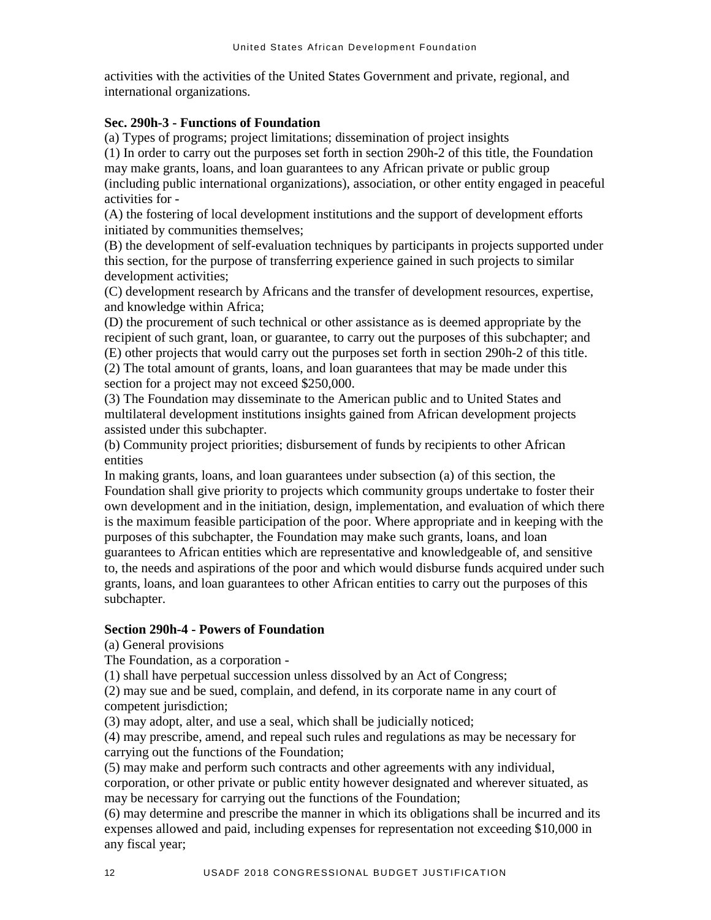activities with the activities of the United States Government and private, regional, and international organizations.

**Sec. 290h-3 - Functions of Foundation**

(a) Types of programs; project limitations; dissemination of project insights

(1) In order to carry out the purposes set forth in section 290h-2 of this title, the Foundation may make grants, loans, and loan guarantees to any African private or public group (including public international organizations), association, or other entity engaged in peaceful activities for -

(A) the fostering of local development institutions and the support of development efforts initiated by communities themselves;

(B) the development of self-evaluation techniques by participants in projects supported under this section, for the purpose of transferring experience gained in such projects to similar development activities;

(C) development research by Africans and the transfer of development resources, expertise, and knowledge within Africa;

(D) the procurement of such technical or other assistance as is deemed appropriate by the recipient of such grant, loan, or guarantee, to carry out the purposes of this subchapter; and

(E) other projects that would carry out the purposes set forth in section 290h-2 of this title.

(2) The total amount of grants, loans, and loan guarantees that may be made under this section for a project may not exceed $250,000.

(3) The Foundation may disseminate to the American public and to United States and multilateral development institutions insights gained from African development projects assisted under this subchapter.

(b) Community project priorities; disbursement of funds by recipients to other African entities

In making grants, loans, and loan guarantees under subsection (a) of this section, the Foundation shall give priority to projects which community groups undertake to foster their own development and in the initiation, design, implementation, and evaluation of which there is the maximum feasible participation of the poor. Where appropriate and in keeping with the purposes of this subchapter, the Foundation may make such grants, loans, and loan guarantees to African entities which are representative and knowledgeable of, and sensitive to, the needs and aspirations of the poor and which would disburse funds acquired under such grants, loans, and loan guarantees to other African entities to carry out the purposes of this subchapter.

**Section 290h-4 - Powers of Foundation**

(a) General provisions

The Foundation, as a corporation -

(1) shall have perpetual succession unless dissolved by an Act of Congress;

(2) may sue and be sued, complain, and defend, in its corporate name in any court of competent jurisdiction;

(3) may adopt, alter, and use a seal, which shall be judicially noticed;

(4) may prescribe, amend, and repeal such rules and regulations as may be necessary for carrying out the functions of the Foundation;

(5) may make and perform such contracts and other agreements with any individual, corporation, or other private or public entity however designated and wherever situated, as may be necessary for carrying out the functions of the Foundation;

(6) may determine and prescribe the manner in which its obligations shall be incurred and its expenses allowed and paid, including expenses for representation not exceeding $10,000 in any fiscal year;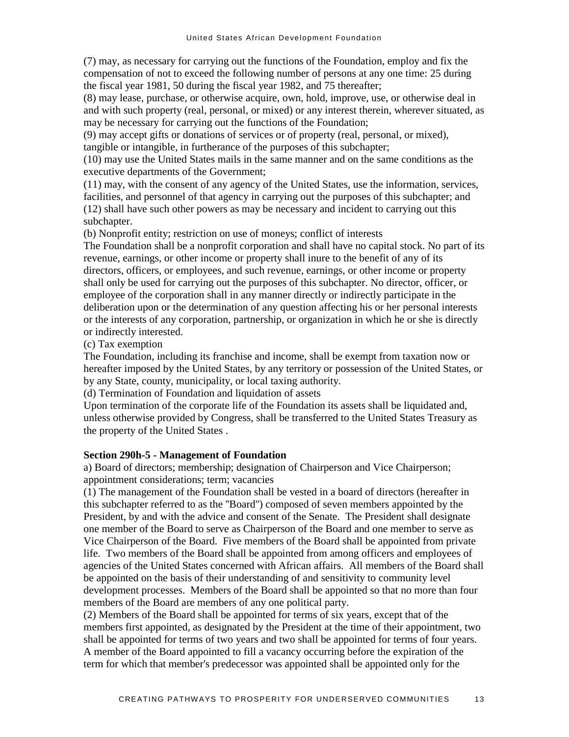(7) may, as necessary for carrying out the functions of the Foundation, employ and fix the compensation of not to exceed the following number of persons at any one time: 25 during the fiscal year 1981, 50 during the fiscal year 1982, and 75 thereafter;

(8) may lease, purchase, or otherwise acquire, own, hold, improve, use, or otherwise deal in and with such property (real, personal, or mixed) or any interest therein, wherever situated, as may be necessary for carrying out the functions of the Foundation;

(9) may accept gifts or donations of services or of property (real, personal, or mixed), tangible or intangible, in furtherance of the purposes of this subchapter;

(10) may use the United States mails in the same manner and on the same conditions as the executive departments of the Government;

(11) may, with the consent of any agency of the United States, use the information, services, facilities, and personnel of that agency in carrying out the purposes of this subchapter; and

(12) shall have such other powers as may be necessary and incident to carrying out this subchapter.

(b) Nonprofit entity; restriction on use of moneys; conflict of interests

The Foundation shall be a nonprofit corporation and shall have no capital stock. No part of its revenue, earnings, or other income or property shall inure to the benefit of any of its directors, officers, or employees, and such revenue, earnings, or other income or property shall only be used for carrying out the purposes of this subchapter. No director, officer, or employee of the corporation shall in any manner directly or indirectly participate in the deliberation upon or the determination of any question affecting his or her personal interests or the interests of any corporation, partnership, or organization in which he or she is directly or indirectly interested.

(c) Tax exemption

The Foundation, including its franchise and income, shall be exempt from taxation now or hereafter imposed by the United States, by any territory or possession of the United States, or by any State, county, municipality, or local taxing authority.

(d) Termination of Foundation and liquidation of assets

Upon termination of the corporate life of the Foundation its assets shall be liquidated and, unless otherwise provided by Congress, shall be transferred to the United States Treasury as the property of the United States .

**Section 290h-5 - Management of Foundation**

a) Board of directors; membership; designation of Chairperson and Vice Chairperson; appointment considerations; term; vacancies

(1) The management of the Foundation shall be vested in a board of directors (hereafter in this subchapter referred to as the "Board") composed of seven members appointed by the President, by and with the advice and consent of the Senate. The President shall designate one member of the Board to serve as Chairperson of the Board and one member to serve as Vice Chairperson of the Board. Five members of the Board shall be appointed from private life. Two members of the Board shall be appointed from among officers and employees of agencies of the United States concerned with African affairs. All members of the Board shall be appointed on the basis of their understanding of and sensitivity to community level development processes. Members of the Board shall be appointed so that no more than four members of the Board are members of any one political party.

(2) Members of the Board shall be appointed for terms of six years, except that of the members first appointed, as designated by the President at the time of their appointment, two shall be appointed for terms of two years and two shall be appointed for terms of four years. A member of the Board appointed to fill a vacancy occurring before the expiration of the term for which that member's predecessor was appointed shall be appointed only for the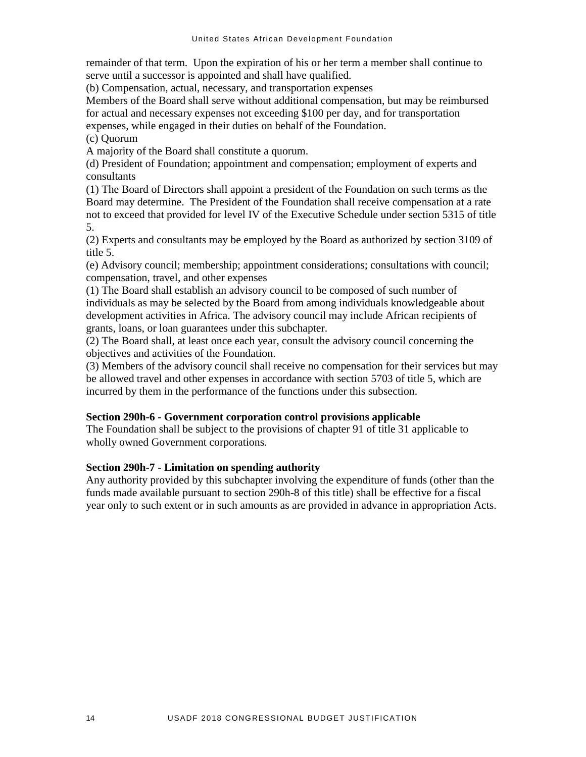remainder of that term. Upon the expiration of his or her term a member shall continue to serve until a successor is appointed and shall have qualified.

(b) Compensation, actual, necessary, and transportation expenses

Members of the Board shall serve without additional compensation, but may be reimbursed for actual and necessary expenses not exceeding $100 per day, and for transportation expenses, while engaged in their duties on behalf of the Foundation.

(c) Quorum

A majority of the Board shall constitute a quorum.

(d) President of Foundation; appointment and compensation; employment of experts and consultants

(1) The Board of Directors shall appoint a president of the Foundation on such terms as the Board may determine. The President of the Foundation shall receive compensation at a rate not to exceed that provided for level IV of the Executive Schedule under section 5315 of title 5.

(2) Experts and consultants may be employed by the Board as authorized by section 3109 of title 5.

(e) Advisory council; membership; appointment considerations; consultations with council; compensation, travel, and other expenses

(1) The Board shall establish an advisory council to be composed of such number of individuals as may be selected by the Board from among individuals knowledgeable about development activities in Africa. The advisory council may include African recipients of grants, loans, or loan guarantees under this subchapter.

(2) The Board shall, at least once each year, consult the advisory council concerning the objectives and activities of the Foundation.

(3) Members of the advisory council shall receive no compensation for their services but may be allowed travel and other expenses in accordance with section 5703 of title 5, which are incurred by them in the performance of the functions under this subsection.

**Section 290h-6 - Government corporation control provisions applicable**

The Foundation shall be subject to the provisions of chapter 91 of title 31 applicable to wholly owned Government corporations.

**Section 290h-7 - Limitation on spending authority**

Any authority provided by this subchapter involving the expenditure of funds (other than the funds made available pursuant to section 290h-8 of this title) shall be effective for a fiscal year only to such extent or in such amounts as are provided in advance in appropriation Acts.